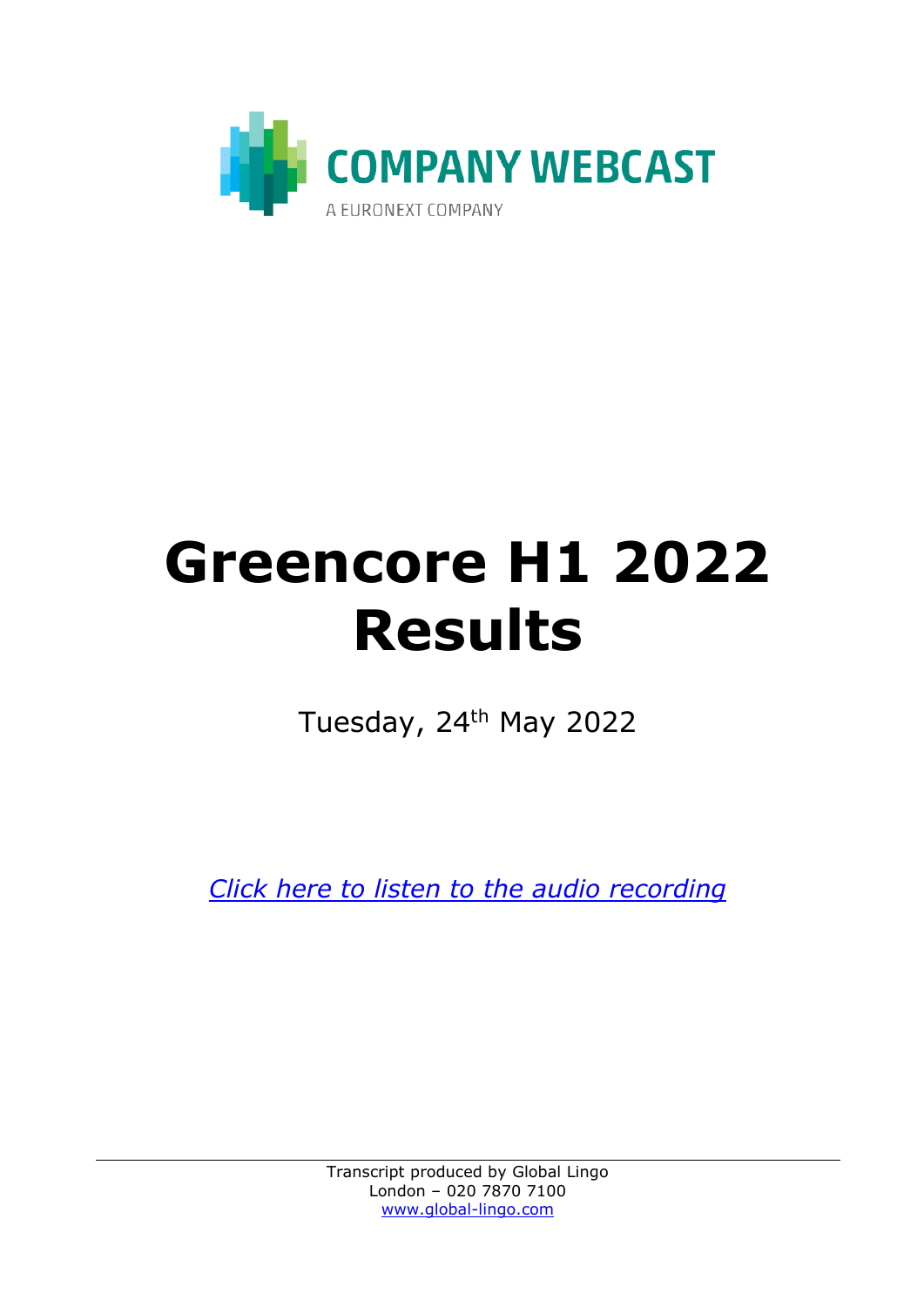COMPANY WEBCAST

A EURONEXT COMPANY

# Greencore H1 2022 Results

Tuesday, 24th May 2022

*[Click here to listen to the audio recording](#)*

Transcript produced by Global Lingo
London – 020 7870 7100
[www.global-lingo.com](http://www.global-lingo.com)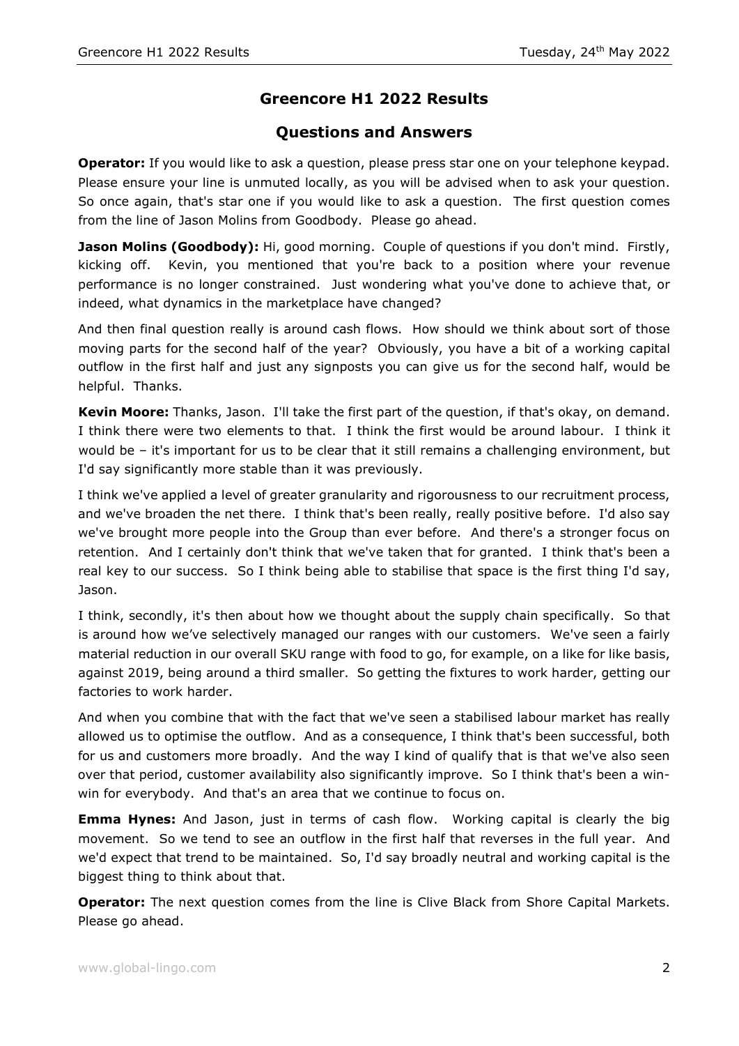## Greencore H1 2022 Results

## Questions and Answers

**Operator:** If you would like to ask a question, please press star one on your telephone keypad. Please ensure your line is unmuted locally, as you will be advised when to ask your question. So once again, that's star one if you would like to ask a question. The first question comes from the line of Jason Molins from Goodbody. Please go ahead.

**Jason Molins (Goodbody):** Hi, good morning. Couple of questions if you don't mind. Firstly, kicking off. Kevin, you mentioned that you're back to a position where your revenue performance is no longer constrained. Just wondering what you've done to achieve that, or indeed, what dynamics in the marketplace have changed?

And then final question really is around cash flows. How should we think about sort of those moving parts for the second half of the year? Obviously, you have a bit of a working capital outflow in the first half and just any signposts you can give us for the second half, would be helpful. Thanks.

**Kevin Moore:** Thanks, Jason. I'll take the first part of the question, if that's okay, on demand. I think there were two elements to that. I think the first would be around labour. I think it would be – it's important for us to be clear that it still remains a challenging environment, but I'd say significantly more stable than it was previously.

I think we've applied a level of greater granularity and rigorousness to our recruitment process, and we've broaden the net there. I think that's been really, really positive before. I'd also say we've brought more people into the Group than ever before. And there's a stronger focus on retention. And I certainly don't think that we've taken that for granted. I think that's been a real key to our success. So I think being able to stabilise that space is the first thing I'd say, Jason.

I think, secondly, it's then about how we thought about the supply chain specifically. So that is around how we've selectively managed our ranges with our customers. We've seen a fairly material reduction in our overall SKU range with food to go, for example, on a like for like basis, against 2019, being around a third smaller. So getting the fixtures to work harder, getting our factories to work harder.

And when you combine that with the fact that we've seen a stabilised labour market has really allowed us to optimise the outflow. And as a consequence, I think that's been successful, both for us and customers more broadly. And the way I kind of qualify that is that we've also seen over that period, customer availability also significantly improve. So I think that's been a win-win for everybody. And that's an area that we continue to focus on.

**Emma Hynes:** And Jason, just in terms of cash flow. Working capital is clearly the big movement. So we tend to see an outflow in the first half that reverses in the full year. And we'd expect that trend to be maintained. So, I'd say broadly neutral and working capital is the biggest thing to think about that.

**Operator:** The next question comes from the line is Clive Black from Shore Capital Markets. Please go ahead.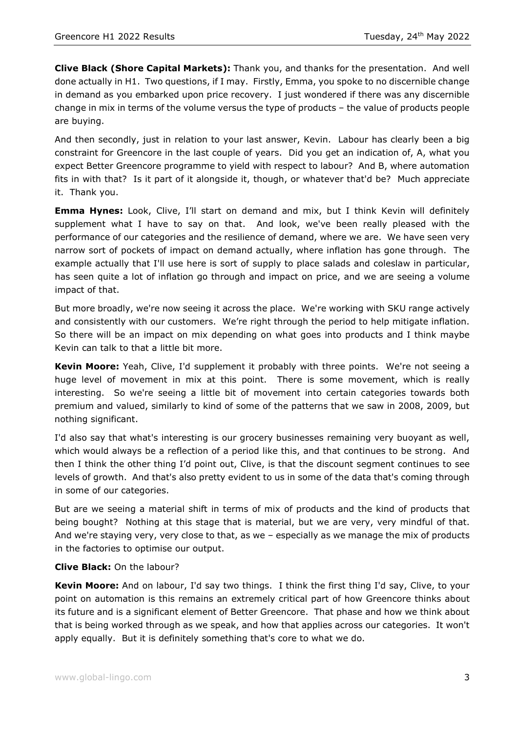**Clive Black (Shore Capital Markets):** Thank you, and thanks for the presentation. And well done actually in H1. Two questions, if I may. Firstly, Emma, you spoke to no discernible change in demand as you embarked upon price recovery. I just wondered if there was any discernible change in mix in terms of the volume versus the type of products – the value of products people are buying.

And then secondly, just in relation to your last answer, Kevin. Labour has clearly been a big constraint for Greencore in the last couple of years. Did you get an indication of, A, what you expect Better Greencore programme to yield with respect to labour? And B, where automation fits in with that? Is it part of it alongside it, though, or whatever that'd be? Much appreciate it. Thank you.

**Emma Hynes:** Look, Clive, I'll start on demand and mix, but I think Kevin will definitely supplement what I have to say on that. And look, we've been really pleased with the performance of our categories and the resilience of demand, where we are. We have seen very narrow sort of pockets of impact on demand actually, where inflation has gone through. The example actually that I'll use here is sort of supply to place salads and coleslaw in particular, has seen quite a lot of inflation go through and impact on price, and we are seeing a volume impact of that.

But more broadly, we're now seeing it across the place. We're working with SKU range actively and consistently with our customers. We're right through the period to help mitigate inflation. So there will be an impact on mix depending on what goes into products and I think maybe Kevin can talk to that a little bit more.

**Kevin Moore:** Yeah, Clive, I'd supplement it probably with three points. We're not seeing a huge level of movement in mix at this point. There is some movement, which is really interesting. So we're seeing a little bit of movement into certain categories towards both premium and valued, similarly to kind of some of the patterns that we saw in 2008, 2009, but nothing significant.

I'd also say that what's interesting is our grocery businesses remaining very buoyant as well, which would always be a reflection of a period like this, and that continues to be strong. And then I think the other thing I'd point out, Clive, is that the discount segment continues to see levels of growth. And that's also pretty evident to us in some of the data that's coming through in some of our categories.

But are we seeing a material shift in terms of mix of products and the kind of products that being bought? Nothing at this stage that is material, but we are very, very mindful of that. And we're staying very, very close to that, as we – especially as we manage the mix of products in the factories to optimise our output.

**Clive Black:** On the labour?

**Kevin Moore:** And on labour, I'd say two things. I think the first thing I'd say, Clive, to your point on automation is this remains an extremely critical part of how Greencore thinks about its future and is a significant element of Better Greencore. That phase and how we think about that is being worked through as we speak, and how that applies across our categories. It won't apply equally. But it is definitely something that's core to what we do.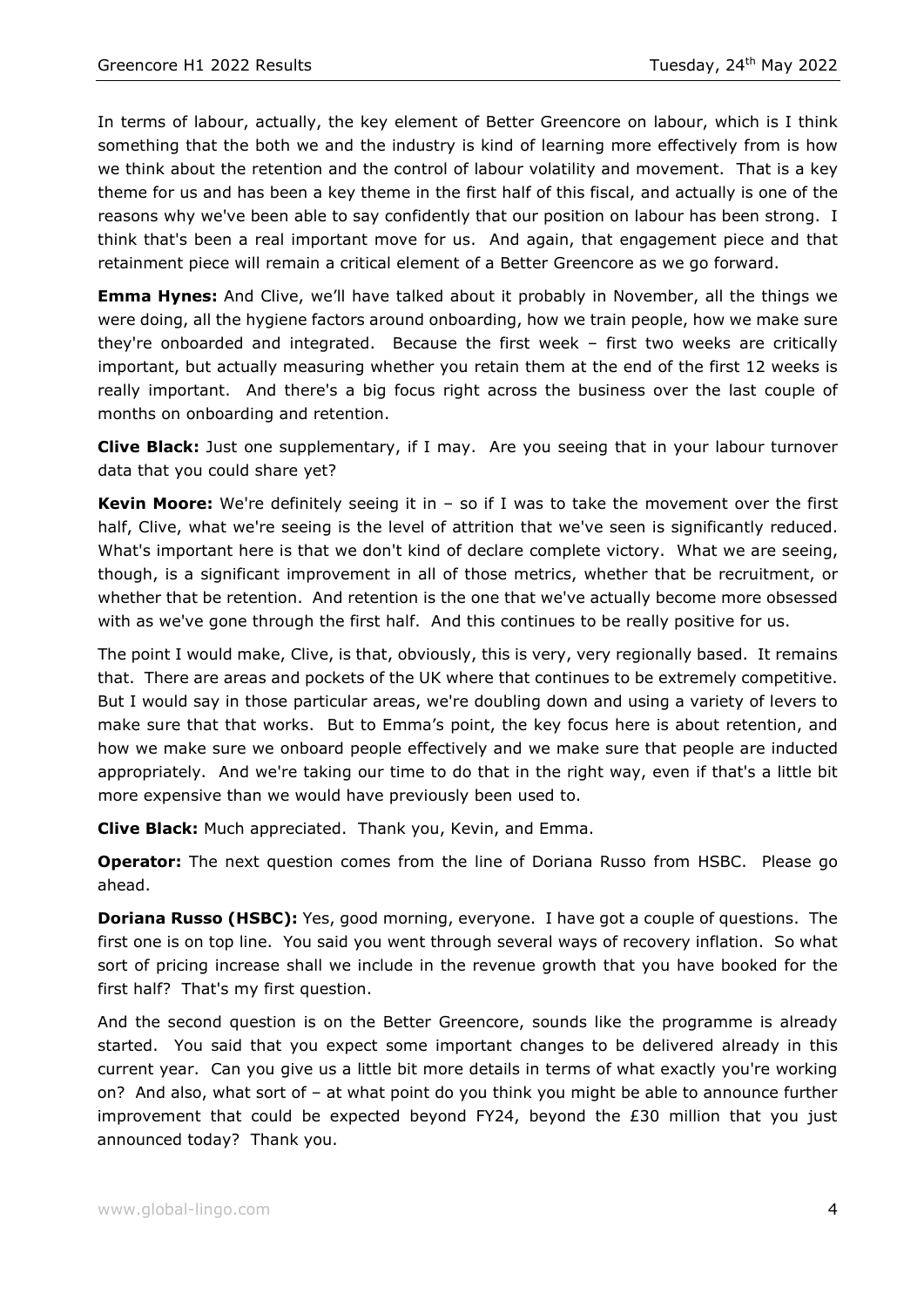In terms of labour, actually, the key element of Better Greencore on labour, which is I think something that the both we and the industry is kind of learning more effectively from is how we think about the retention and the control of labour volatility and movement. That is a key theme for us and has been a key theme in the first half of this fiscal, and actually is one of the reasons why we've been able to say confidently that our position on labour has been strong. I think that's been a real important move for us. And again, that engagement piece and that retainment piece will remain a critical element of a Better Greencore as we go forward.

**Emma Hynes:** And Clive, we'll have talked about it probably in November, all the things we were doing, all the hygiene factors around onboarding, how we train people, how we make sure they're onboarded and integrated. Because the first week – first two weeks are critically important, but actually measuring whether you retain them at the end of the first 12 weeks is really important. And there's a big focus right across the business over the last couple of months on onboarding and retention.

**Clive Black:** Just one supplementary, if I may. Are you seeing that in your labour turnover data that you could share yet?

**Kevin Moore:** We're definitely seeing it in – so if I was to take the movement over the first half, Clive, what we're seeing is the level of attrition that we've seen is significantly reduced. What's important here is that we don't kind of declare complete victory. What we are seeing, though, is a significant improvement in all of those metrics, whether that be recruitment, or whether that be retention. And retention is the one that we've actually become more obsessed with as we've gone through the first half. And this continues to be really positive for us.

The point I would make, Clive, is that, obviously, this is very, very regionally based. It remains that. There are areas and pockets of the UK where that continues to be extremely competitive. But I would say in those particular areas, we're doubling down and using a variety of levers to make sure that that works. But to Emma's point, the key focus here is about retention, and how we make sure we onboard people effectively and we make sure that people are inducted appropriately. And we're taking our time to do that in the right way, even if that's a little bit more expensive than we would have previously been used to.

**Clive Black:** Much appreciated. Thank you, Kevin, and Emma.

**Operator:** The next question comes from the line of Doriana Russo from HSBC. Please go ahead.

**Doriana Russo (HSBC):** Yes, good morning, everyone. I have got a couple of questions. The first one is on top line. You said you went through several ways of recovery inflation. So what sort of pricing increase shall we include in the revenue growth that you have booked for the first half? That's my first question.

And the second question is on the Better Greencore, sounds like the programme is already started. You said that you expect some important changes to be delivered already in this current year. Can you give us a little bit more details in terms of what exactly you're working on? And also, what sort of – at what point do you think you might be able to announce further improvement that could be expected beyond FY24, beyond the £30 million that you just announced today? Thank you.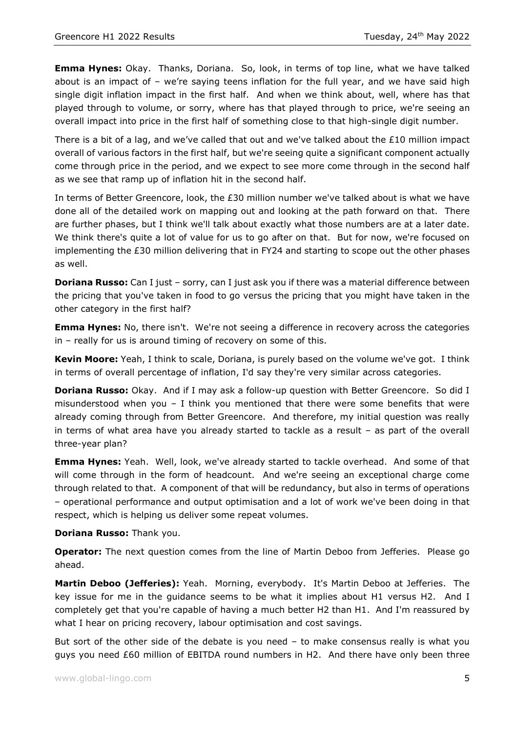**Emma Hynes:** Okay. Thanks, Doriana. So, look, in terms of top line, what we have talked about is an impact of – we're saying teens inflation for the full year, and we have said high single digit inflation impact in the first half. And when we think about, well, where has that played through to volume, or sorry, where has that played through to price, we're seeing an overall impact into price in the first half of something close to that high-single digit number.

There is a bit of a lag, and we've called that out and we've talked about the £10 million impact overall of various factors in the first half, but we're seeing quite a significant component actually come through price in the period, and we expect to see more come through in the second half as we see that ramp up of inflation hit in the second half.

In terms of Better Greencore, look, the £30 million number we've talked about is what we have done all of the detailed work on mapping out and looking at the path forward on that. There are further phases, but I think we'll talk about exactly what those numbers are at a later date. We think there's quite a lot of value for us to go after on that. But for now, we're focused on implementing the £30 million delivering that in FY24 and starting to scope out the other phases as well.

**Doriana Russo:** Can I just – sorry, can I just ask you if there was a material difference between the pricing that you've taken in food to go versus the pricing that you might have taken in the other category in the first half?

**Emma Hynes:** No, there isn't. We're not seeing a difference in recovery across the categories in – really for us is around timing of recovery on some of this.

**Kevin Moore:** Yeah, I think to scale, Doriana, is purely based on the volume we've got. I think in terms of overall percentage of inflation, I'd say they're very similar across categories.

**Doriana Russo:** Okay. And if I may ask a follow-up question with Better Greencore. So did I misunderstood when you – I think you mentioned that there were some benefits that were already coming through from Better Greencore. And therefore, my initial question was really in terms of what area have you already started to tackle as a result – as part of the overall three-year plan?

**Emma Hynes:** Yeah. Well, look, we've already started to tackle overhead. And some of that will come through in the form of headcount. And we're seeing an exceptional charge come through related to that. A component of that will be redundancy, but also in terms of operations – operational performance and output optimisation and a lot of work we've been doing in that respect, which is helping us deliver some repeat volumes.

**Doriana Russo:** Thank you.

**Operator:** The next question comes from the line of Martin Deboo from Jefferies. Please go ahead.

**Martin Deboo (Jefferies):** Yeah. Morning, everybody. It's Martin Deboo at Jefferies. The key issue for me in the guidance seems to be what it implies about H1 versus H2. And I completely get that you're capable of having a much better H2 than H1. And I'm reassured by what I hear on pricing recovery, labour optimisation and cost savings.

But sort of the other side of the debate is you need – to make consensus really is what you guys you need £60 million of EBITDA round numbers in H2. And there have only been three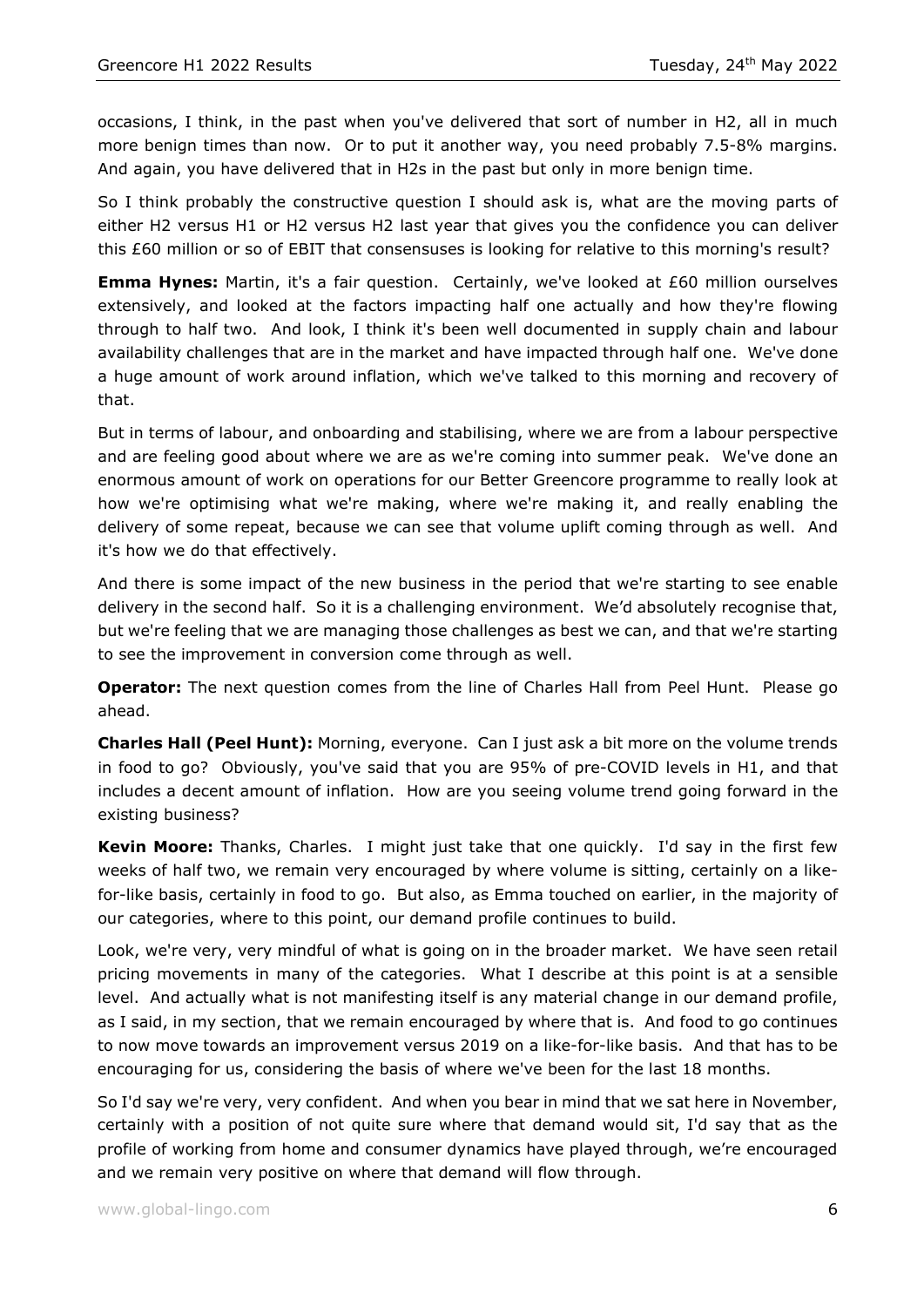occasions, I think, in the past when you've delivered that sort of number in H2, all in much more benign times than now. Or to put it another way, you need probably 7.5-8% margins. And again, you have delivered that in H2s in the past but only in more benign time.

So I think probably the constructive question I should ask is, what are the moving parts of either H2 versus H1 or H2 versus H2 last year that gives you the confidence you can deliver this £60 million or so of EBIT that consensuses is looking for relative to this morning's result?

**Emma Hynes:** Martin, it's a fair question. Certainly, we've looked at £60 million ourselves extensively, and looked at the factors impacting half one actually and how they're flowing through to half two. And look, I think it's been well documented in supply chain and labour availability challenges that are in the market and have impacted through half one. We've done a huge amount of work around inflation, which we've talked to this morning and recovery of that.

But in terms of labour, and onboarding and stabilising, where we are from a labour perspective and are feeling good about where we are as we're coming into summer peak. We've done an enormous amount of work on operations for our Better Greencore programme to really look at how we're optimising what we're making, where we're making it, and really enabling the delivery of some repeat, because we can see that volume uplift coming through as well. And it's how we do that effectively.

And there is some impact of the new business in the period that we're starting to see enable delivery in the second half. So it is a challenging environment. We'd absolutely recognise that, but we're feeling that we are managing those challenges as best we can, and that we're starting to see the improvement in conversion come through as well.

**Operator:** The next question comes from the line of Charles Hall from Peel Hunt. Please go ahead.

**Charles Hall (Peel Hunt):** Morning, everyone. Can I just ask a bit more on the volume trends in food to go? Obviously, you've said that you are 95% of pre-COVID levels in H1, and that includes a decent amount of inflation. How are you seeing volume trend going forward in the existing business?

**Kevin Moore:** Thanks, Charles. I might just take that one quickly. I'd say in the first few weeks of half two, we remain very encouraged by where volume is sitting, certainly on a like-for-like basis, certainly in food to go. But also, as Emma touched on earlier, in the majority of our categories, where to this point, our demand profile continues to build.

Look, we're very, very mindful of what is going on in the broader market. We have seen retail pricing movements in many of the categories. What I describe at this point is at a sensible level. And actually what is not manifesting itself is any material change in our demand profile, as I said, in my section, that we remain encouraged by where that is. And food to go continues to now move towards an improvement versus 2019 on a like-for-like basis. And that has to be encouraging for us, considering the basis of where we've been for the last 18 months.

So I'd say we're very, very confident. And when you bear in mind that we sat here in November, certainly with a position of not quite sure where that demand would sit, I'd say that as the profile of working from home and consumer dynamics have played through, we're encouraged and we remain very positive on where that demand will flow through.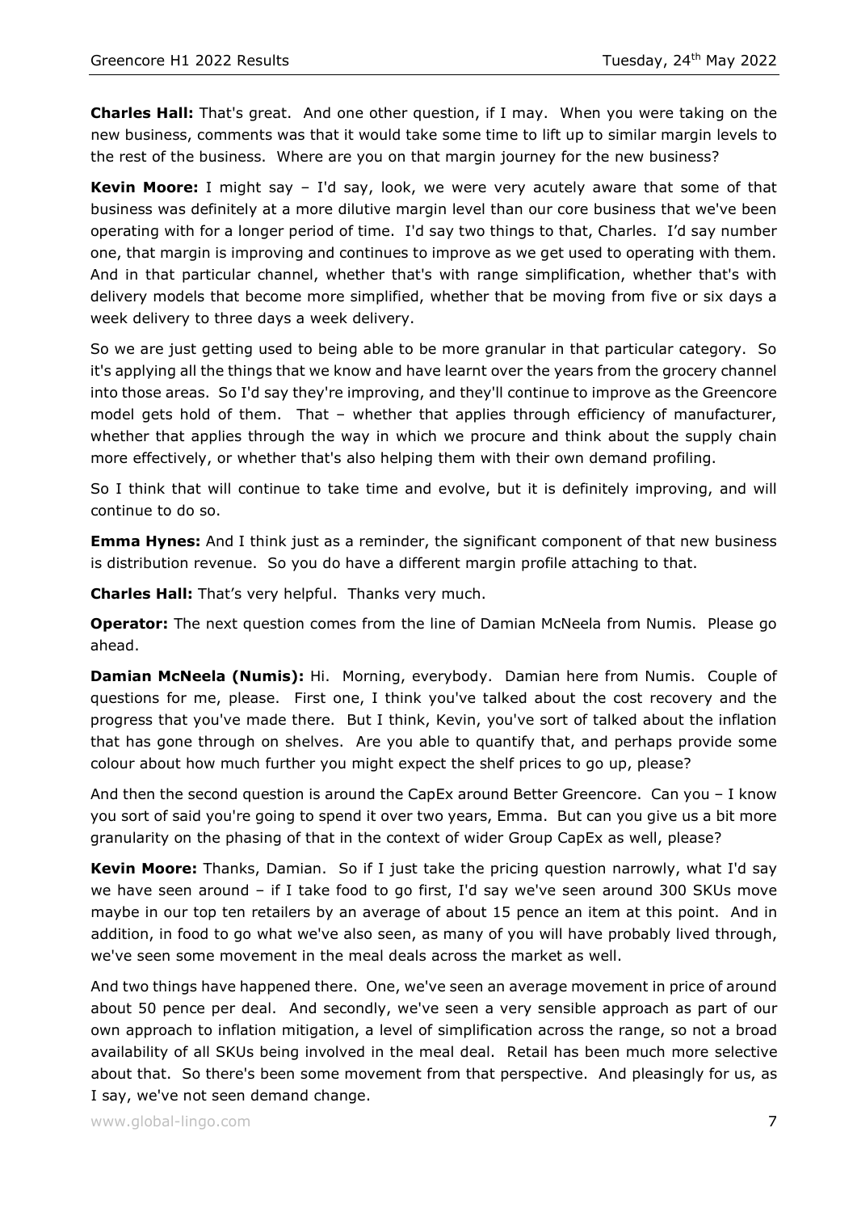**Charles Hall:** That's great. And one other question, if I may. When you were taking on the new business, comments was that it would take some time to lift up to similar margin levels to the rest of the business. Where are you on that margin journey for the new business?

**Kevin Moore:** I might say – I'd say, look, we were very acutely aware that some of that business was definitely at a more dilutive margin level than our core business that we've been operating with for a longer period of time. I'd say two things to that, Charles. I'd say number one, that margin is improving and continues to improve as we get used to operating with them. And in that particular channel, whether that's with range simplification, whether that's with delivery models that become more simplified, whether that be moving from five or six days a week delivery to three days a week delivery.

So we are just getting used to being able to be more granular in that particular category. So it's applying all the things that we know and have learnt over the years from the grocery channel into those areas. So I'd say they're improving, and they'll continue to improve as the Greencore model gets hold of them. That – whether that applies through efficiency of manufacturer, whether that applies through the way in which we procure and think about the supply chain more effectively, or whether that's also helping them with their own demand profiling.

So I think that will continue to take time and evolve, but it is definitely improving, and will continue to do so.

**Emma Hynes:** And I think just as a reminder, the significant component of that new business is distribution revenue. So you do have a different margin profile attaching to that.

**Charles Hall:** That's very helpful. Thanks very much.

**Operator:** The next question comes from the line of Damian McNeela from Numis. Please go ahead.

**Damian McNeela (Numis):** Hi. Morning, everybody. Damian here from Numis. Couple of questions for me, please. First one, I think you've talked about the cost recovery and the progress that you've made there. But I think, Kevin, you've sort of talked about the inflation that has gone through on shelves. Are you able to quantify that, and perhaps provide some colour about how much further you might expect the shelf prices to go up, please?

And then the second question is around the CapEx around Better Greencore. Can you – I know you sort of said you're going to spend it over two years, Emma. But can you give us a bit more granularity on the phasing of that in the context of wider Group CapEx as well, please?

**Kevin Moore:** Thanks, Damian. So if I just take the pricing question narrowly, what I'd say we have seen around – if I take food to go first, I'd say we've seen around 300 SKUs move maybe in our top ten retailers by an average of about 15 pence an item at this point. And in addition, in food to go what we've also seen, as many of you will have probably lived through, we've seen some movement in the meal deals across the market as well.

And two things have happened there. One, we've seen an average movement in price of around about 50 pence per deal. And secondly, we've seen a very sensible approach as part of our own approach to inflation mitigation, a level of simplification across the range, so not a broad availability of all SKUs being involved in the meal deal. Retail has been much more selective about that. So there's been some movement from that perspective. And pleasingly for us, as I say, we've not seen demand change.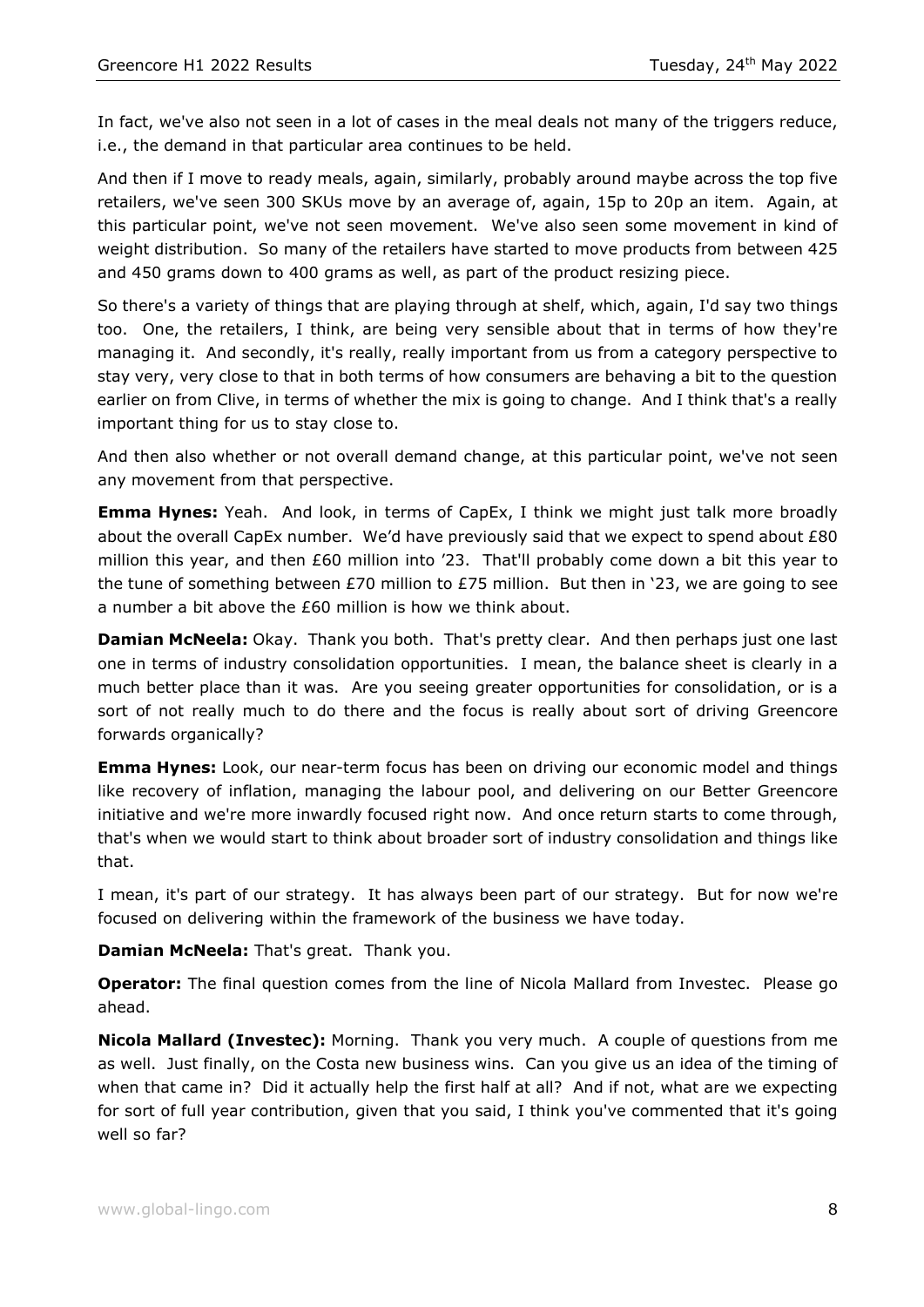In fact, we've also not seen in a lot of cases in the meal deals not many of the triggers reduce, i.e., the demand in that particular area continues to be held.

And then if I move to ready meals, again, similarly, probably around maybe across the top five retailers, we've seen 300 SKUs move by an average of, again, 15p to 20p an item. Again, at this particular point, we've not seen movement. We've also seen some movement in kind of weight distribution. So many of the retailers have started to move products from between 425 and 450 grams down to 400 grams as well, as part of the product resizing piece.

So there's a variety of things that are playing through at shelf, which, again, I'd say two things too. One, the retailers, I think, are being very sensible about that in terms of how they're managing it. And secondly, it's really, really important from us from a category perspective to stay very, very close to that in both terms of how consumers are behaving a bit to the question earlier on from Clive, in terms of whether the mix is going to change. And I think that's a really important thing for us to stay close to.

And then also whether or not overall demand change, at this particular point, we've not seen any movement from that perspective.

**Emma Hynes:** Yeah. And look, in terms of CapEx, I think we might just talk more broadly about the overall CapEx number. We'd have previously said that we expect to spend about £80 million this year, and then £60 million into '23. That'll probably come down a bit this year to the tune of something between £70 million to £75 million. But then in '23, we are going to see a number a bit above the £60 million is how we think about.

**Damian McNeela:** Okay. Thank you both. That's pretty clear. And then perhaps just one last one in terms of industry consolidation opportunities. I mean, the balance sheet is clearly in a much better place than it was. Are you seeing greater opportunities for consolidation, or is a sort of not really much to do there and the focus is really about sort of driving Greencore forwards organically?

**Emma Hynes:** Look, our near-term focus has been on driving our economic model and things like recovery of inflation, managing the labour pool, and delivering on our Better Greencore initiative and we're more inwardly focused right now. And once return starts to come through, that's when we would start to think about broader sort of industry consolidation and things like that.

I mean, it's part of our strategy. It has always been part of our strategy. But for now we're focused on delivering within the framework of the business we have today.

**Damian McNeela:** That's great. Thank you.

**Operator:** The final question comes from the line of Nicola Mallard from Investec. Please go ahead.

**Nicola Mallard (Investec):** Morning. Thank you very much. A couple of questions from me as well. Just finally, on the Costa new business wins. Can you give us an idea of the timing of when that came in? Did it actually help the first half at all? And if not, what are we expecting for sort of full year contribution, given that you said, I think you've commented that it's going well so far?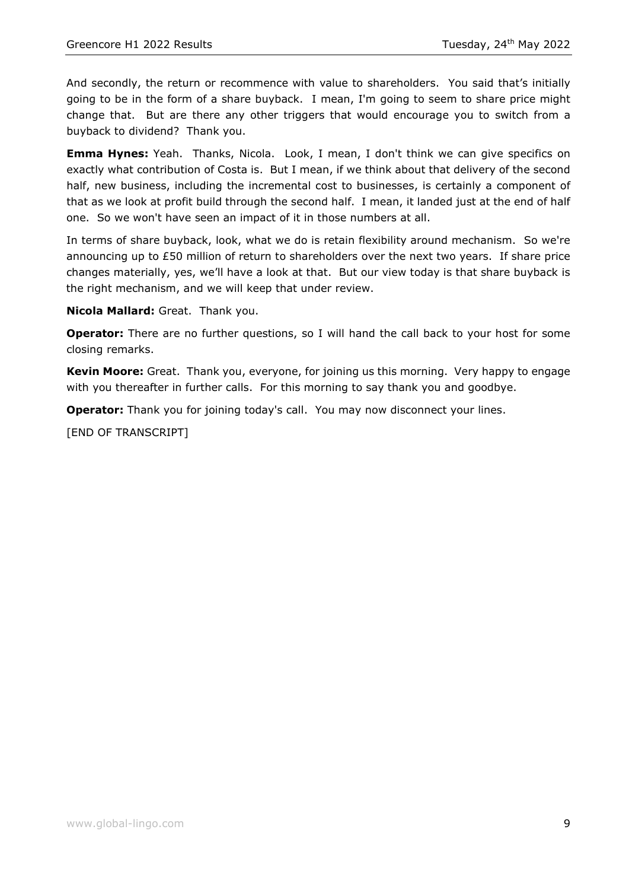And secondly, the return or recommence with value to shareholders. You said that's initially going to be in the form of a share buyback. I mean, I'm going to seem to share price might change that. But are there any other triggers that would encourage you to switch from a buyback to dividend? Thank you.

**Emma Hynes:** Yeah. Thanks, Nicola. Look, I mean, I don't think we can give specifics on exactly what contribution of Costa is. But I mean, if we think about that delivery of the second half, new business, including the incremental cost to businesses, is certainly a component of that as we look at profit build through the second half. I mean, it landed just at the end of half one. So we won't have seen an impact of it in those numbers at all.

In terms of share buyback, look, what we do is retain flexibility around mechanism. So we're announcing up to £50 million of return to shareholders over the next two years. If share price changes materially, yes, we'll have a look at that. But our view today is that share buyback is the right mechanism, and we will keep that under review.

**Nicola Mallard:** Great. Thank you.

**Operator:** There are no further questions, so I will hand the call back to your host for some closing remarks.

**Kevin Moore:** Great. Thank you, everyone, for joining us this morning. Very happy to engage with you thereafter in further calls. For this morning to say thank you and goodbye.

**Operator:** Thank you for joining today's call. You may now disconnect your lines.

[END OF TRANSCRIPT]